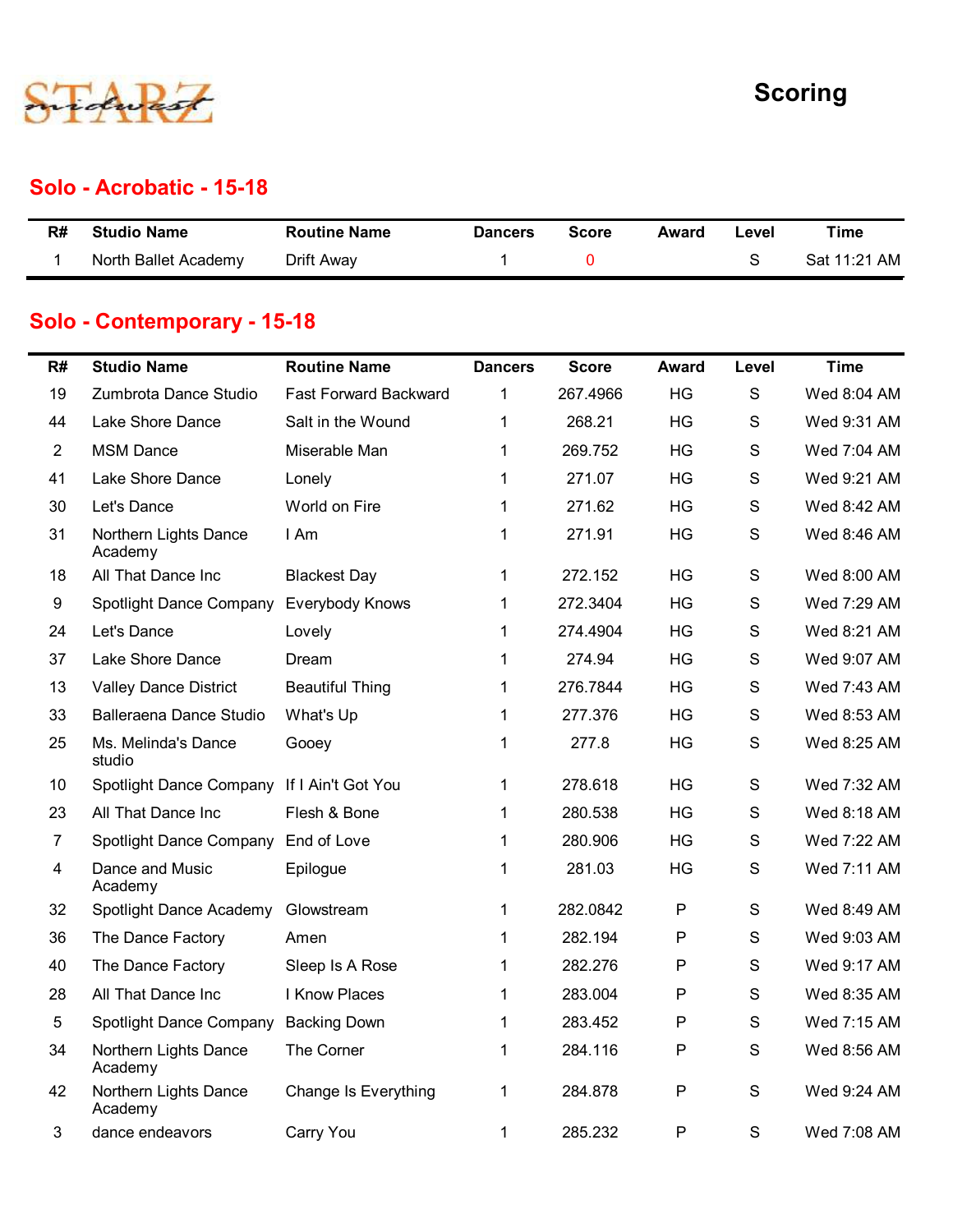STARZ midwest

# Scoring

## Solo - Acrobatic - 15-18

| R# | Studio Name | Routine Name | Dancers | Score | Award | Level | Time |
|---|---|---|---|---|---|---|---|
| 1 | North Ballet Academy | Drift Away | 1 | 0 | | S | Sat 11:21 AM |

## Solo - Contemporary - 15-18

| R# | Studio Name | Routine Name | Dancers | Score | Award | Level | Time |
|---|---|---|---|---|---|---|---|
| 19 | Zumbrota Dance Studio | Fast Forward Backward | 1 | 267.4966 | HG | S | Wed 8:04 AM |
| 44 | Lake Shore Dance | Salt in the Wound | 1 | 268.21 | HG | S | Wed 9:31 AM |
| 2 | MSM Dance | Miserable Man | 1 | 269.752 | HG | S | Wed 7:04 AM |
| 41 | Lake Shore Dance | Lonely | 1 | 271.07 | HG | S | Wed 9:21 AM |
| 30 | Let's Dance | World on Fire | 1 | 271.62 | HG | S | Wed 8:42 AM |
| 31 | Northern Lights Dance Academy | I Am | 1 | 271.91 | HG | S | Wed 8:46 AM |
| 18 | All That Dance Inc | Blackest Day | 1 | 272.152 | HG | S | Wed 8:00 AM |
| 9 | Spotlight Dance Company | Everybody Knows | 1 | 272.3404 | HG | S | Wed 7:29 AM |
| 24 | Let's Dance | Lovely | 1 | 274.4904 | HG | S | Wed 8:21 AM |
| 37 | Lake Shore Dance | Dream | 1 | 274.94 | HG | S | Wed 9:07 AM |
| 13 | Valley Dance District | Beautiful Thing | 1 | 276.7844 | HG | S | Wed 7:43 AM |
| 33 | Balleraena Dance Studio | What's Up | 1 | 277.376 | HG | S | Wed 8:53 AM |
| 25 | Ms. Melinda's Dance studio | Gooey | 1 | 277.8 | HG | S | Wed 8:25 AM |
| 10 | Spotlight Dance Company | If I Ain't Got You | 1 | 278.618 | HG | S | Wed 7:32 AM |
| 23 | All That Dance Inc | Flesh & Bone | 1 | 280.538 | HG | S | Wed 8:18 AM |
| 7 | Spotlight Dance Company | End of Love | 1 | 280.906 | HG | S | Wed 7:22 AM |
| 4 | Dance and Music Academy | Epilogue | 1 | 281.03 | HG | S | Wed 7:11 AM |
| 32 | Spotlight Dance Academy | Glowstream | 1 | 282.0842 | P | S | Wed 8:49 AM |
| 36 | The Dance Factory | Amen | 1 | 282.194 | P | S | Wed 9:03 AM |
| 40 | The Dance Factory | Sleep Is A Rose | 1 | 282.276 | P | S | Wed 9:17 AM |
| 28 | All That Dance Inc | I Know Places | 1 | 283.004 | P | S | Wed 8:35 AM |
| 5 | Spotlight Dance Company | Backing Down | 1 | 283.452 | P | S | Wed 7:15 AM |
| 34 | Northern Lights Dance Academy | The Corner | 1 | 284.116 | P | S | Wed 8:56 AM |
| 42 | Northern Lights Dance Academy | Change Is Everything | 1 | 284.878 | P | S | Wed 9:24 AM |
| 3 | dance endeavors | Carry You | 1 | 285.232 | P | S | Wed 7:08 AM |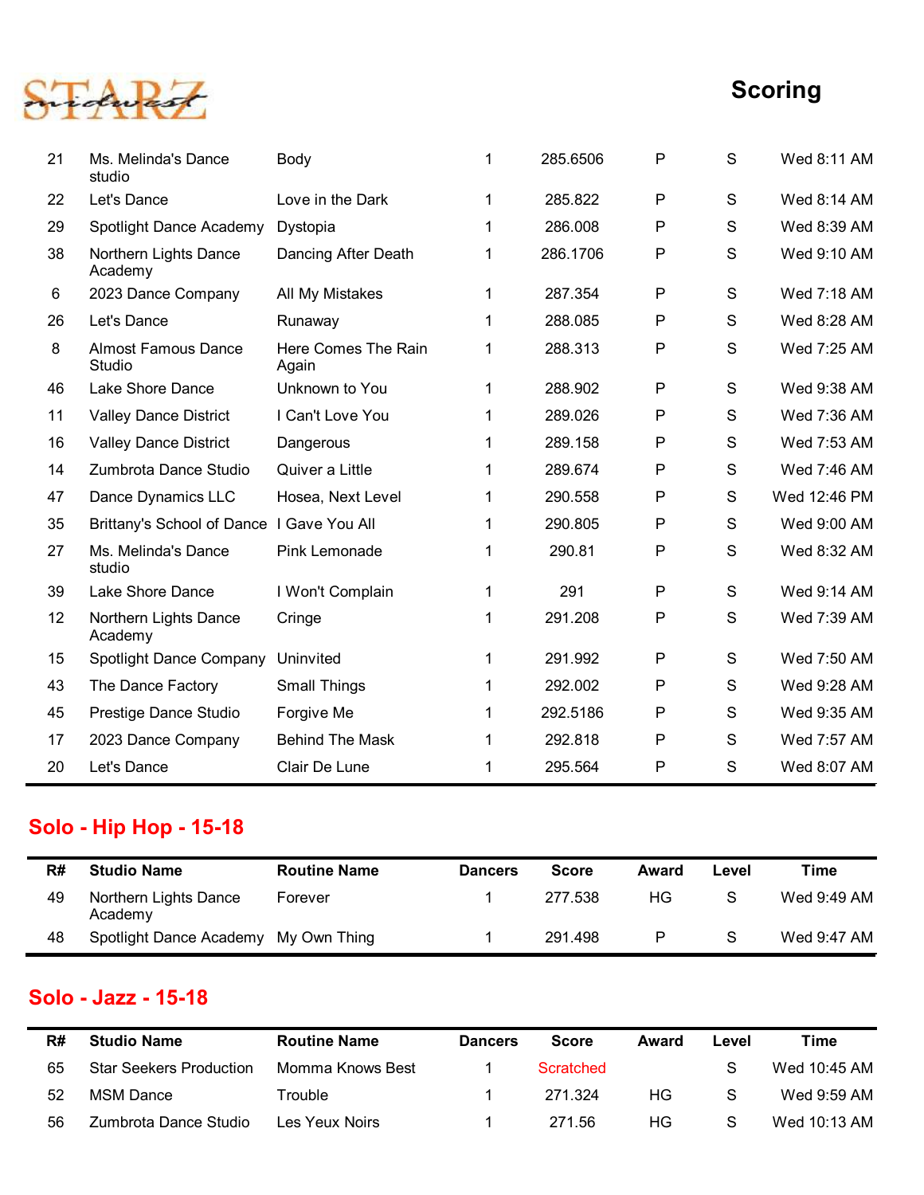# Scoring

| R# | Studio Name | Routine Name | Dancers | Score | Award | Level | Time |
|---|---|---|---|---|---|---|---|
| 21 | Ms. Melinda's Dance studio | Body | 1 | 285.6506 | P | S | Wed 8:11 AM |
| 22 | Let's Dance | Love in the Dark | 1 | 285.822 | P | S | Wed 8:14 AM |
| 29 | Spotlight Dance Academy | Dystopia | 1 | 286.008 | P | S | Wed 8:39 AM |
| 38 | Northern Lights Dance Academy | Dancing After Death | 1 | 286.1706 | P | S | Wed 9:10 AM |
| 6 | 2023 Dance Company | All My Mistakes | 1 | 287.354 | P | S | Wed 7:18 AM |
| 26 | Let's Dance | Runaway | 1 | 288.085 | P | S | Wed 8:28 AM |
| 8 | Almost Famous Dance Studio | Here Comes The Rain Again | 1 | 288.313 | P | S | Wed 7:25 AM |
| 46 | Lake Shore Dance | Unknown to You | 1 | 288.902 | P | S | Wed 9:38 AM |
| 11 | Valley Dance District | I Can't Love You | 1 | 289.026 | P | S | Wed 7:36 AM |
| 16 | Valley Dance District | Dangerous | 1 | 289.158 | P | S | Wed 7:53 AM |
| 14 | Zumbrota Dance Studio | Quiver a Little | 1 | 289.674 | P | S | Wed 7:46 AM |
| 47 | Dance Dynamics LLC | Hosea, Next Level | 1 | 290.558 | P | S | Wed 12:46 PM |
| 35 | Brittany's School of Dance | I Gave You All | 1 | 290.805 | P | S | Wed 9:00 AM |
| 27 | Ms. Melinda's Dance studio | Pink Lemonade | 1 | 290.81 | P | S | Wed 8:32 AM |
| 39 | Lake Shore Dance | I Won't Complain | 1 | 291 | P | S | Wed 9:14 AM |
| 12 | Northern Lights Dance Academy | Cringe | 1 | 291.208 | P | S | Wed 7:39 AM |
| 15 | Spotlight Dance Company | Uninvited | 1 | 291.992 | P | S | Wed 7:50 AM |
| 43 | The Dance Factory | Small Things | 1 | 292.002 | P | S | Wed 9:28 AM |
| 45 | Prestige Dance Studio | Forgive Me | 1 | 292.5186 | P | S | Wed 9:35 AM |
| 17 | 2023 Dance Company | Behind The Mask | 1 | 292.818 | P | S | Wed 7:57 AM |
| 20 | Let's Dance | Clair De Lune | 1 | 295.564 | P | S | Wed 8:07 AM |

## Solo - Hip Hop - 15-18

| R# | Studio Name | Routine Name | Dancers | Score | Award | Level | Time |
|---|---|---|---|---|---|---|---|
| 49 | Northern Lights Dance Academy | Forever | 1 | 277.538 | HG | S | Wed 9:49 AM |
| 48 | Spotlight Dance Academy | My Own Thing | 1 | 291.498 | P | S | Wed 9:47 AM |

## Solo - Jazz - 15-18

| R# | Studio Name | Routine Name | Dancers | Score | Award | Level | Time |
|---|---|---|---|---|---|---|---|
| 65 | Star Seekers Production | Momma Knows Best | 1 | Scratched | | S | Wed 10:45 AM |
| 52 | MSM Dance | Trouble | 1 | 271.324 | HG | S | Wed 9:59 AM |
| 56 | Zumbrota Dance Studio | Les Yeux Noirs | 1 | 271.56 | HG | S | Wed 10:13 AM |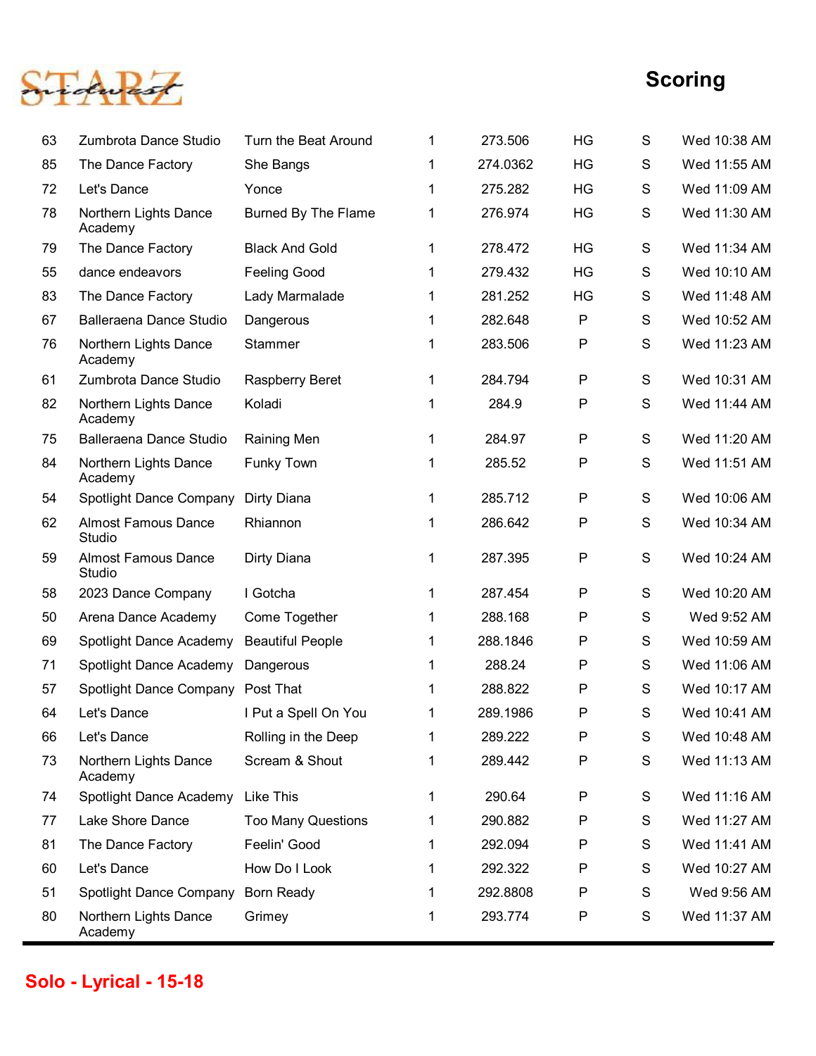# Scoring

| | | | | | | | |
|---|---|---|---|---|---|---|---|
| 63 | Zumbrota Dance Studio | Turn the Beat Around | 1 | 273.506 | HG | S | Wed 10:38 AM |
| 85 | The Dance Factory | She Bangs | 1 | 274.0362 | HG | S | Wed 11:55 AM |
| 72 | Let's Dance | Yonce | 1 | 275.282 | HG | S | Wed 11:09 AM |
| 78 | Northern Lights Dance Academy | Burned By The Flame | 1 | 276.974 | HG | S | Wed 11:30 AM |
| 79 | The Dance Factory | Black And Gold | 1 | 278.472 | HG | S | Wed 11:34 AM |
| 55 | dance endeavors | Feeling Good | 1 | 279.432 | HG | S | Wed 10:10 AM |
| 83 | The Dance Factory | Lady Marmalade | 1 | 281.252 | HG | S | Wed 11:48 AM |
| 67 | Balleraena Dance Studio | Dangerous | 1 | 282.648 | P | S | Wed 10:52 AM |
| 76 | Northern Lights Dance Academy | Stammer | 1 | 283.506 | P | S | Wed 11:23 AM |
| 61 | Zumbrota Dance Studio | Raspberry Beret | 1 | 284.794 | P | S | Wed 10:31 AM |
| 82 | Northern Lights Dance Academy | Koladi | 1 | 284.9 | P | S | Wed 11:44 AM |
| 75 | Balleraena Dance Studio | Raining Men | 1 | 284.97 | P | S | Wed 11:20 AM |
| 84 | Northern Lights Dance Academy | Funky Town | 1 | 285.52 | P | S | Wed 11:51 AM |
| 54 | Spotlight Dance Company | Dirty Diana | 1 | 285.712 | P | S | Wed 10:06 AM |
| 62 | Almost Famous Dance Studio | Rhiannon | 1 | 286.642 | P | S | Wed 10:34 AM |
| 59 | Almost Famous Dance Studio | Dirty Diana | 1 | 287.395 | P | S | Wed 10:24 AM |
| 58 | 2023 Dance Company | I Gotcha | 1 | 287.454 | P | S | Wed 10:20 AM |
| 50 | Arena Dance Academy | Come Together | 1 | 288.168 | P | S | Wed 9:52 AM |
| 69 | Spotlight Dance Academy | Beautiful People | 1 | 288.1846 | P | S | Wed 10:59 AM |
| 71 | Spotlight Dance Academy | Dangerous | 1 | 288.24 | P | S | Wed 11:06 AM |
| 57 | Spotlight Dance Company | Post That | 1 | 288.822 | P | S | Wed 10:17 AM |
| 64 | Let's Dance | I Put a Spell On You | 1 | 289.1986 | P | S | Wed 10:41 AM |
| 66 | Let's Dance | Rolling in the Deep | 1 | 289.222 | P | S | Wed 10:48 AM |
| 73 | Northern Lights Dance Academy | Scream & Shout | 1 | 289.442 | P | S | Wed 11:13 AM |
| 74 | Spotlight Dance Academy | Like This | 1 | 290.64 | P | S | Wed 11:16 AM |
| 77 | Lake Shore Dance | Too Many Questions | 1 | 290.882 | P | S | Wed 11:27 AM |
| 81 | The Dance Factory | Feelin' Good | 1 | 292.094 | P | S | Wed 11:41 AM |
| 60 | Let's Dance | How Do I Look | 1 | 292.322 | P | S | Wed 10:27 AM |
| 51 | Spotlight Dance Company | Born Ready | 1 | 292.8808 | P | S | Wed 9:56 AM |
| 80 | Northern Lights Dance Academy | Grimey | 1 | 293.774 | P | S | Wed 11:37 AM |

## Solo - Lyrical - 15-18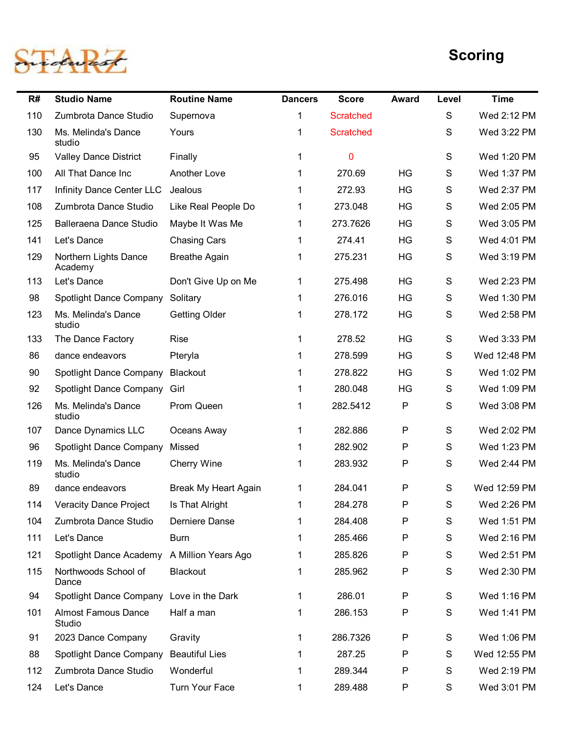# Scoring

| R# | Studio Name | Routine Name | Dancers | Score | Award | Level | Time |
|---|---|---|---|---|---|---|---|
| 110 | Zumbrota Dance Studio | Supernova | 1 | Scratched | | S | Wed 2:12 PM |
| 130 | Ms. Melinda's Dance studio | Yours | 1 | Scratched | | S | Wed 3:22 PM |
| 95 | Valley Dance District | Finally | 1 | 0 | | S | Wed 1:20 PM |
| 100 | All That Dance Inc | Another Love | 1 | 270.69 | HG | S | Wed 1:37 PM |
| 117 | Infinity Dance Center LLC | Jealous | 1 | 272.93 | HG | S | Wed 2:37 PM |
| 108 | Zumbrota Dance Studio | Like Real People Do | 1 | 273.048 | HG | S | Wed 2:05 PM |
| 125 | Balleraena Dance Studio | Maybe It Was Me | 1 | 273.7626 | HG | S | Wed 3:05 PM |
| 141 | Let's Dance | Chasing Cars | 1 | 274.41 | HG | S | Wed 4:01 PM |
| 129 | Northern Lights Dance Academy | Breathe Again | 1 | 275.231 | HG | S | Wed 3:19 PM |
| 113 | Let's Dance | Don't Give Up on Me | 1 | 275.498 | HG | S | Wed 2:23 PM |
| 98 | Spotlight Dance Company | Solitary | 1 | 276.016 | HG | S | Wed 1:30 PM |
| 123 | Ms. Melinda's Dance studio | Getting Older | 1 | 278.172 | HG | S | Wed 2:58 PM |
| 133 | The Dance Factory | Rise | 1 | 278.52 | HG | S | Wed 3:33 PM |
| 86 | dance endeavors | Pteryla | 1 | 278.599 | HG | S | Wed 12:48 PM |
| 90 | Spotlight Dance Company | Blackout | 1 | 278.822 | HG | S | Wed 1:02 PM |
| 92 | Spotlight Dance Company | Girl | 1 | 280.048 | HG | S | Wed 1:09 PM |
| 126 | Ms. Melinda's Dance studio | Prom Queen | 1 | 282.5412 | P | S | Wed 3:08 PM |
| 107 | Dance Dynamics LLC | Oceans Away | 1 | 282.886 | P | S | Wed 2:02 PM |
| 96 | Spotlight Dance Company | Missed | 1 | 282.902 | P | S | Wed 1:23 PM |
| 119 | Ms. Melinda's Dance studio | Cherry Wine | 1 | 283.932 | P | S | Wed 2:44 PM |
| 89 | dance endeavors | Break My Heart Again | 1 | 284.041 | P | S | Wed 12:59 PM |
| 114 | Veracity Dance Project | Is That Alright | 1 | 284.278 | P | S | Wed 2:26 PM |
| 104 | Zumbrota Dance Studio | Derniere Danse | 1 | 284.408 | P | S | Wed 1:51 PM |
| 111 | Let's Dance | Burn | 1 | 285.466 | P | S | Wed 2:16 PM |
| 121 | Spotlight Dance Academy | A Million Years Ago | 1 | 285.826 | P | S | Wed 2:51 PM |
| 115 | Northwoods School of Dance | Blackout | 1 | 285.962 | P | S | Wed 2:30 PM |
| 94 | Spotlight Dance Company | Love in the Dark | 1 | 286.01 | P | S | Wed 1:16 PM |
| 101 | Almost Famous Dance Studio | Half a man | 1 | 286.153 | P | S | Wed 1:41 PM |
| 91 | 2023 Dance Company | Gravity | 1 | 286.7326 | P | S | Wed 1:06 PM |
| 88 | Spotlight Dance Company | Beautiful Lies | 1 | 287.25 | P | S | Wed 12:55 PM |
| 112 | Zumbrota Dance Studio | Wonderful | 1 | 289.344 | P | S | Wed 2:19 PM |
| 124 | Let's Dance | Turn Your Face | 1 | 289.488 | P | S | Wed 3:01 PM |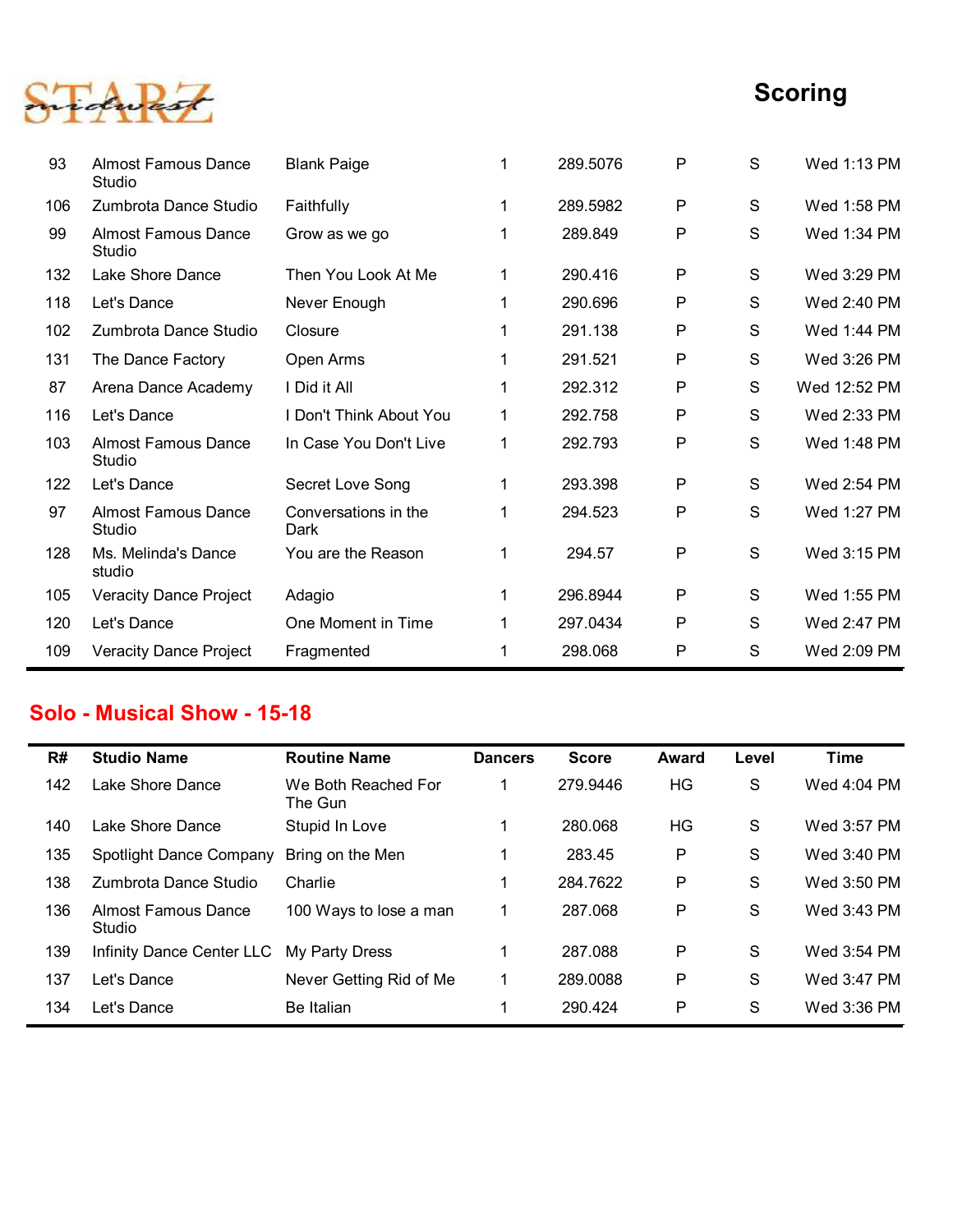| | | | | | | | |
|---|---|---|---|---|---|---|---|
| 93 | Almost Famous Dance Studio | Blank Paige | 1 | 289.5076 | P | S | Wed 1:13 PM |
| 106 | Zumbrota Dance Studio | Faithfully | 1 | 289.5982 | P | S | Wed 1:58 PM |
| 99 | Almost Famous Dance Studio | Grow as we go | 1 | 289.849 | P | S | Wed 1:34 PM |
| 132 | Lake Shore Dance | Then You Look At Me | 1 | 290.416 | P | S | Wed 3:29 PM |
| 118 | Let's Dance | Never Enough | 1 | 290.696 | P | S | Wed 2:40 PM |
| 102 | Zumbrota Dance Studio | Closure | 1 | 291.138 | P | S | Wed 1:44 PM |
| 131 | The Dance Factory | Open Arms | 1 | 291.521 | P | S | Wed 3:26 PM |
| 87 | Arena Dance Academy | I Did it All | 1 | 292.312 | P | S | Wed 12:52 PM |
| 116 | Let's Dance | I Don't Think About You | 1 | 292.758 | P | S | Wed 2:33 PM |
| 103 | Almost Famous Dance Studio | In Case You Don't Live | 1 | 292.793 | P | S | Wed 1:48 PM |
| 122 | Let's Dance | Secret Love Song | 1 | 293.398 | P | S | Wed 2:54 PM |
| 97 | Almost Famous Dance Studio | Conversations in the Dark | 1 | 294.523 | P | S | Wed 1:27 PM |
| 128 | Ms. Melinda's Dance studio | You are the Reason | 1 | 294.57 | P | S | Wed 3:15 PM |
| 105 | Veracity Dance Project | Adagio | 1 | 296.8944 | P | S | Wed 1:55 PM |
| 120 | Let's Dance | One Moment in Time | 1 | 297.0434 | P | S | Wed 2:47 PM |
| 109 | Veracity Dance Project | Fragmented | 1 | 298.068 | P | S | Wed 2:09 PM |

## Solo - Musical Show - 15-18

| R# | Studio Name | Routine Name | Dancers | Score | Award | Level | Time |
|---|---|---|---|---|---|---|---|
| 142 | Lake Shore Dance | We Both Reached For The Gun | 1 | 279.9446 | HG | S | Wed 4:04 PM |
| 140 | Lake Shore Dance | Stupid In Love | 1 | 280.068 | HG | S | Wed 3:57 PM |
| 135 | Spotlight Dance Company | Bring on the Men | 1 | 283.45 | P | S | Wed 3:40 PM |
| 138 | Zumbrota Dance Studio | Charlie | 1 | 284.7622 | P | S | Wed 3:50 PM |
| 136 | Almost Famous Dance Studio | 100 Ways to lose a man | 1 | 287.068 | P | S | Wed 3:43 PM |
| 139 | Infinity Dance Center LLC | My Party Dress | 1 | 287.088 | P | S | Wed 3:54 PM |
| 137 | Let's Dance | Never Getting Rid of Me | 1 | 289.0088 | P | S | Wed 3:47 PM |
| 134 | Let's Dance | Be Italian | 1 | 290.424 | P | S | Wed 3:36 PM |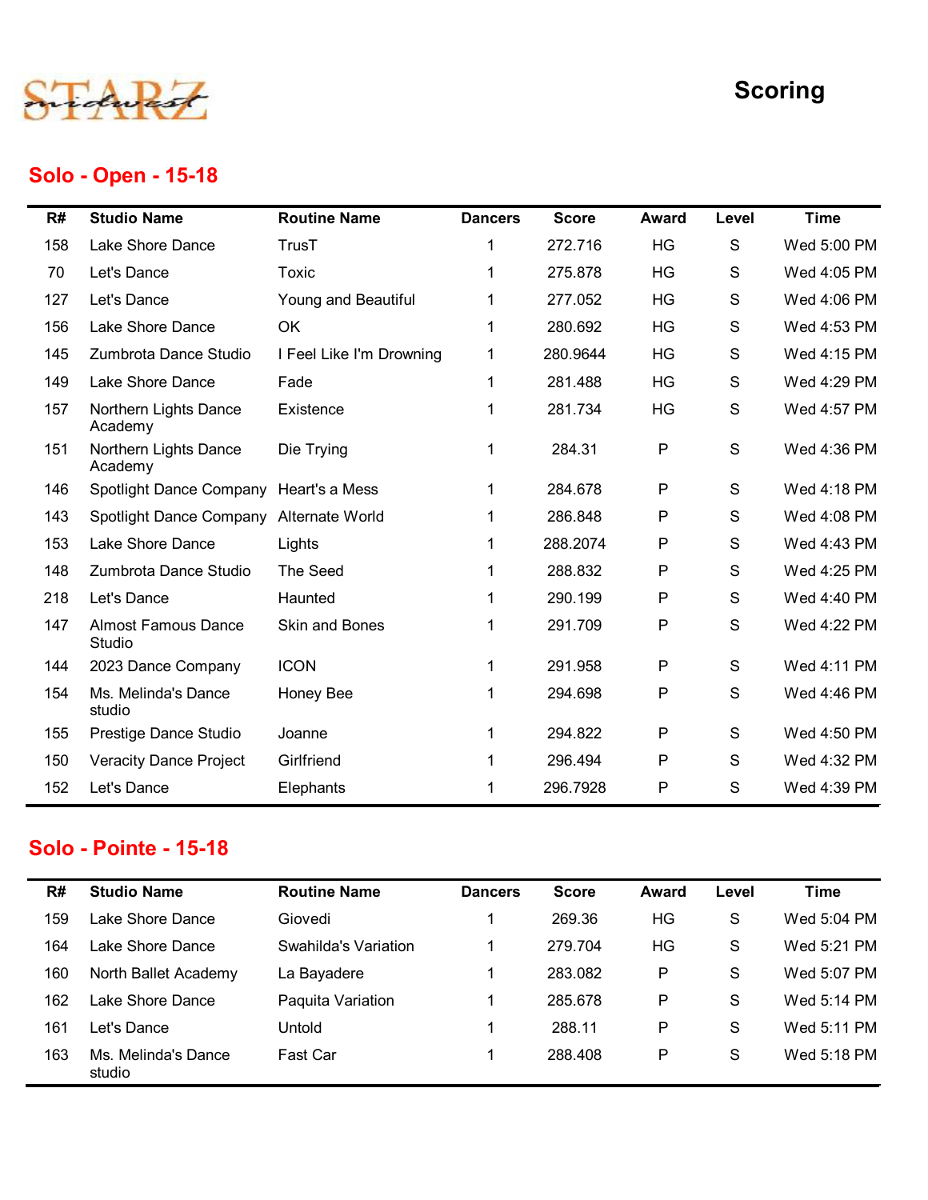# Scoring

## Solo - Open - 15-18

| R# | Studio Name | Routine Name | Dancers | Score | Award | Level | Time |
|---|---|---|---|---|---|---|---|
| 158 | Lake Shore Dance | TrusT | 1 | 272.716 | HG | S | Wed 5:00 PM |
| 70 | Let's Dance | Toxic | 1 | 275.878 | HG | S | Wed 4:05 PM |
| 127 | Let's Dance | Young and Beautiful | 1 | 277.052 | HG | S | Wed 4:06 PM |
| 156 | Lake Shore Dance | OK | 1 | 280.692 | HG | S | Wed 4:53 PM |
| 145 | Zumbrota Dance Studio | I Feel Like I'm Drowning | 1 | 280.9644 | HG | S | Wed 4:15 PM |
| 149 | Lake Shore Dance | Fade | 1 | 281.488 | HG | S | Wed 4:29 PM |
| 157 | Northern Lights Dance Academy | Existence | 1 | 281.734 | HG | S | Wed 4:57 PM |
| 151 | Northern Lights Dance Academy | Die Trying | 1 | 284.31 | P | S | Wed 4:36 PM |
| 146 | Spotlight Dance Company | Heart's a Mess | 1 | 284.678 | P | S | Wed 4:18 PM |
| 143 | Spotlight Dance Company | Alternate World | 1 | 286.848 | P | S | Wed 4:08 PM |
| 153 | Lake Shore Dance | Lights | 1 | 288.2074 | P | S | Wed 4:43 PM |
| 148 | Zumbrota Dance Studio | The Seed | 1 | 288.832 | P | S | Wed 4:25 PM |
| 218 | Let's Dance | Haunted | 1 | 290.199 | P | S | Wed 4:40 PM |
| 147 | Almost Famous Dance Studio | Skin and Bones | 1 | 291.709 | P | S | Wed 4:22 PM |
| 144 | 2023 Dance Company | ICON | 1 | 291.958 | P | S | Wed 4:11 PM |
| 154 | Ms. Melinda's Dance studio | Honey Bee | 1 | 294.698 | P | S | Wed 4:46 PM |
| 155 | Prestige Dance Studio | Joanne | 1 | 294.822 | P | S | Wed 4:50 PM |
| 150 | Veracity Dance Project | Girlfriend | 1 | 296.494 | P | S | Wed 4:32 PM |
| 152 | Let's Dance | Elephants | 1 | 296.7928 | P | S | Wed 4:39 PM |

## Solo - Pointe - 15-18

| R# | Studio Name | Routine Name | Dancers | Score | Award | Level | Time |
|---|---|---|---|---|---|---|---|
| 159 | Lake Shore Dance | Giovedi | 1 | 269.36 | HG | S | Wed 5:04 PM |
| 164 | Lake Shore Dance | Swahilda's Variation | 1 | 279.704 | HG | S | Wed 5:21 PM |
| 160 | North Ballet Academy | La Bayadere | 1 | 283.082 | P | S | Wed 5:07 PM |
| 162 | Lake Shore Dance | Paquita Variation | 1 | 285.678 | P | S | Wed 5:14 PM |
| 161 | Let's Dance | Untold | 1 | 288.11 | P | S | Wed 5:11 PM |
| 163 | Ms. Melinda's Dance studio | Fast Car | 1 | 288.408 | P | S | Wed 5:18 PM |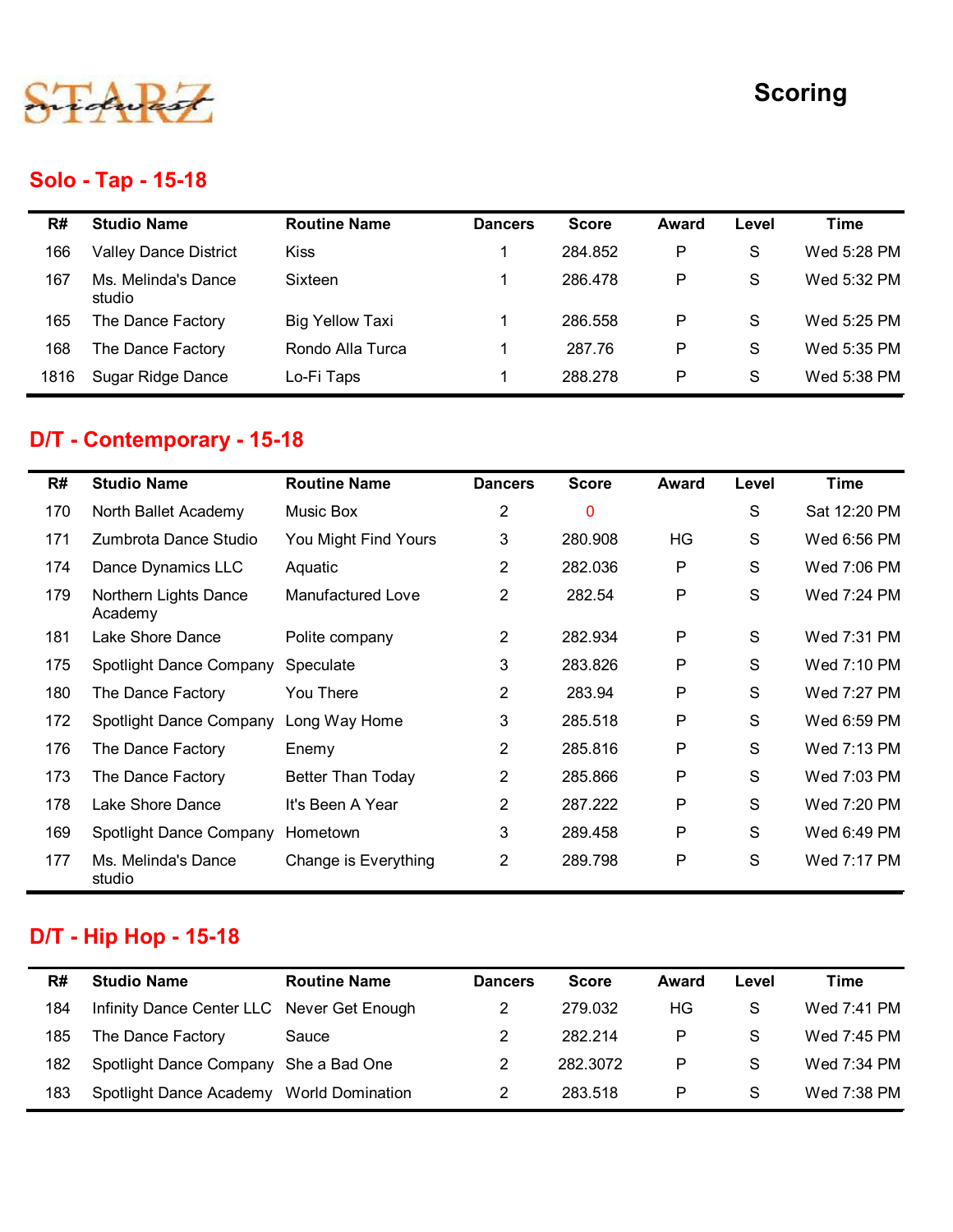STARZ midwest

# Scoring

## Solo - Tap - 15-18

| R# | Studio Name | Routine Name | Dancers | Score | Award | Level | Time |
|---|---|---|---|---|---|---|---|
| 166 | Valley Dance District | Kiss | 1 | 284.852 | P | S | Wed 5:28 PM |
| 167 | Ms. Melinda's Dance studio | Sixteen | 1 | 286.478 | P | S | Wed 5:32 PM |
| 165 | The Dance Factory | Big Yellow Taxi | 1 | 286.558 | P | S | Wed 5:25 PM |
| 168 | The Dance Factory | Rondo Alla Turca | 1 | 287.76 | P | S | Wed 5:35 PM |
| 1816 | Sugar Ridge Dance | Lo-Fi Taps | 1 | 288.278 | P | S | Wed 5:38 PM |

## D/T - Contemporary - 15-18

| R# | Studio Name | Routine Name | Dancers | Score | Award | Level | Time |
|---|---|---|---|---|---|---|---|
| 170 | North Ballet Academy | Music Box | 2 | 0 | | S | Sat 12:20 PM |
| 171 | Zumbrota Dance Studio | You Might Find Yours | 3 | 280.908 | HG | S | Wed 6:56 PM |
| 174 | Dance Dynamics LLC | Aquatic | 2 | 282.036 | P | S | Wed 7:06 PM |
| 179 | Northern Lights Dance Academy | Manufactured Love | 2 | 282.54 | P | S | Wed 7:24 PM |
| 181 | Lake Shore Dance | Polite company | 2 | 282.934 | P | S | Wed 7:31 PM |
| 175 | Spotlight Dance Company | Speculate | 3 | 283.826 | P | S | Wed 7:10 PM |
| 180 | The Dance Factory | You There | 2 | 283.94 | P | S | Wed 7:27 PM |
| 172 | Spotlight Dance Company | Long Way Home | 3 | 285.518 | P | S | Wed 6:59 PM |
| 176 | The Dance Factory | Enemy | 2 | 285.816 | P | S | Wed 7:13 PM |
| 173 | The Dance Factory | Better Than Today | 2 | 285.866 | P | S | Wed 7:03 PM |
| 178 | Lake Shore Dance | It's Been A Year | 2 | 287.222 | P | S | Wed 7:20 PM |
| 169 | Spotlight Dance Company | Hometown | 3 | 289.458 | P | S | Wed 6:49 PM |
| 177 | Ms. Melinda's Dance studio | Change is Everything | 2 | 289.798 | P | S | Wed 7:17 PM |

## D/T - Hip Hop - 15-18

| R# | Studio Name | Routine Name | Dancers | Score | Award | Level | Time |
|---|---|---|---|---|---|---|---|
| 184 | Infinity Dance Center LLC | Never Get Enough | 2 | 279.032 | HG | S | Wed 7:41 PM |
| 185 | The Dance Factory | Sauce | 2 | 282.214 | P | S | Wed 7:45 PM |
| 182 | Spotlight Dance Company | She a Bad One | 2 | 282.3072 | P | S | Wed 7:34 PM |
| 183 | Spotlight Dance Academy | World Domination | 2 | 283.518 | P | S | Wed 7:38 PM |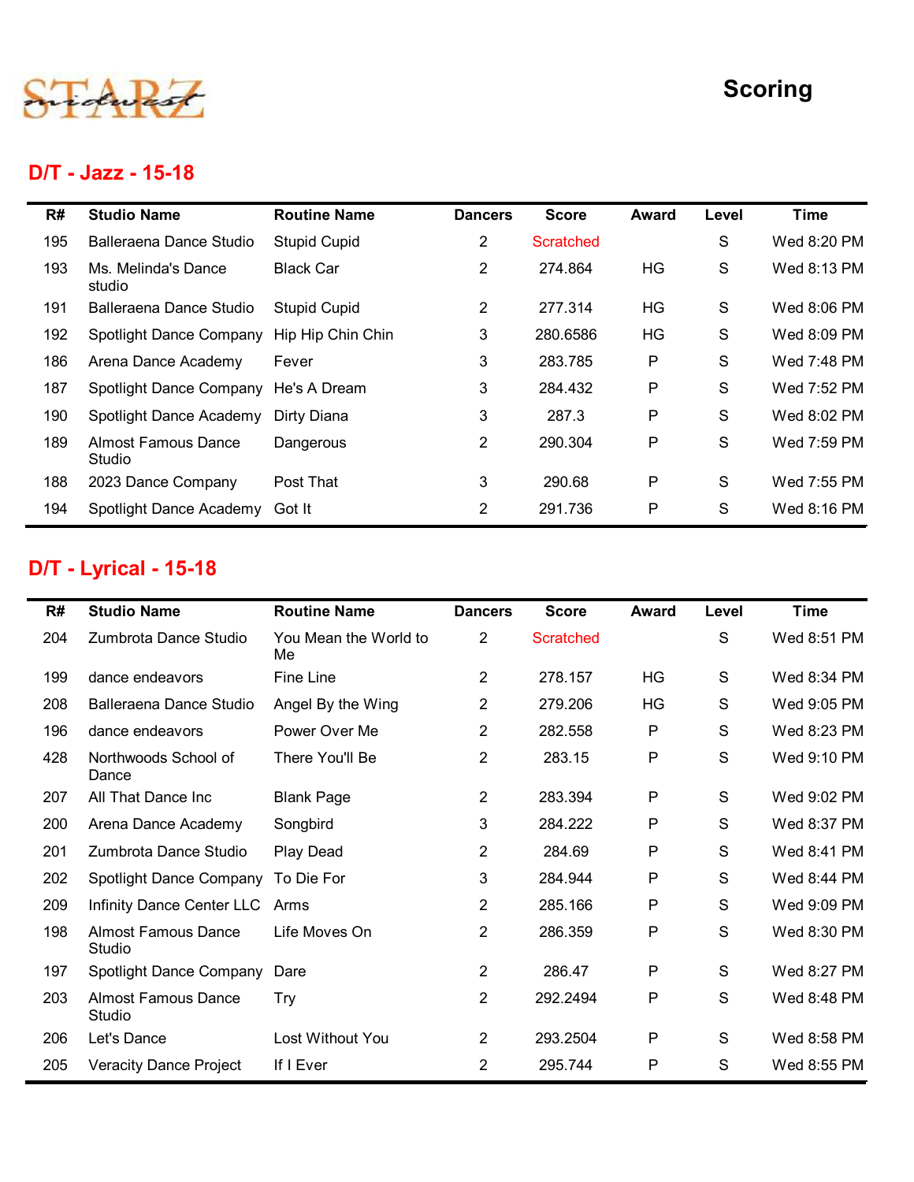# Scoring

## D/T - Jazz - 15-18

| R# | Studio Name | Routine Name | Dancers | Score | Award | Level | Time |
|---|---|---|---|---|---|---|---|
| 195 | Balleraena Dance Studio | Stupid Cupid | 2 | Scratched | | S | Wed 8:20 PM |
| 193 | Ms. Melinda's Dance studio | Black Car | 2 | 274.864 | HG | S | Wed 8:13 PM |
| 191 | Balleraena Dance Studio | Stupid Cupid | 2 | 277.314 | HG | S | Wed 8:06 PM |
| 192 | Spotlight Dance Company | Hip Hip Chin Chin | 3 | 280.6586 | HG | S | Wed 8:09 PM |
| 186 | Arena Dance Academy | Fever | 3 | 283.785 | P | S | Wed 7:48 PM |
| 187 | Spotlight Dance Company | He's A Dream | 3 | 284.432 | P | S | Wed 7:52 PM |
| 190 | Spotlight Dance Academy | Dirty Diana | 3 | 287.3 | P | S | Wed 8:02 PM |
| 189 | Almost Famous Dance Studio | Dangerous | 2 | 290.304 | P | S | Wed 7:59 PM |
| 188 | 2023 Dance Company | Post That | 3 | 290.68 | P | S | Wed 7:55 PM |
| 194 | Spotlight Dance Academy | Got It | 2 | 291.736 | P | S | Wed 8:16 PM |

## D/T - Lyrical - 15-18

| R# | Studio Name | Routine Name | Dancers | Score | Award | Level | Time |
|---|---|---|---|---|---|---|---|
| 204 | Zumbrota Dance Studio | You Mean the World to Me | 2 | Scratched | | S | Wed 8:51 PM |
| 199 | dance endeavors | Fine Line | 2 | 278.157 | HG | S | Wed 8:34 PM |
| 208 | Balleraena Dance Studio | Angel By the Wing | 2 | 279.206 | HG | S | Wed 9:05 PM |
| 196 | dance endeavors | Power Over Me | 2 | 282.558 | P | S | Wed 8:23 PM |
| 428 | Northwoods School of Dance | There You'll Be | 2 | 283.15 | P | S | Wed 9:10 PM |
| 207 | All That Dance Inc | Blank Page | 2 | 283.394 | P | S | Wed 9:02 PM |
| 200 | Arena Dance Academy | Songbird | 3 | 284.222 | P | S | Wed 8:37 PM |
| 201 | Zumbrota Dance Studio | Play Dead | 2 | 284.69 | P | S | Wed 8:41 PM |
| 202 | Spotlight Dance Company | To Die For | 3 | 284.944 | P | S | Wed 8:44 PM |
| 209 | Infinity Dance Center LLC | Arms | 2 | 285.166 | P | S | Wed 9:09 PM |
| 198 | Almost Famous Dance Studio | Life Moves On | 2 | 286.359 | P | S | Wed 8:30 PM |
| 197 | Spotlight Dance Company | Dare | 2 | 286.47 | P | S | Wed 8:27 PM |
| 203 | Almost Famous Dance Studio | Try | 2 | 292.2494 | P | S | Wed 8:48 PM |
| 206 | Let's Dance | Lost Without You | 2 | 293.2504 | P | S | Wed 8:58 PM |
| 205 | Veracity Dance Project | If I Ever | 2 | 295.744 | P | S | Wed 8:55 PM |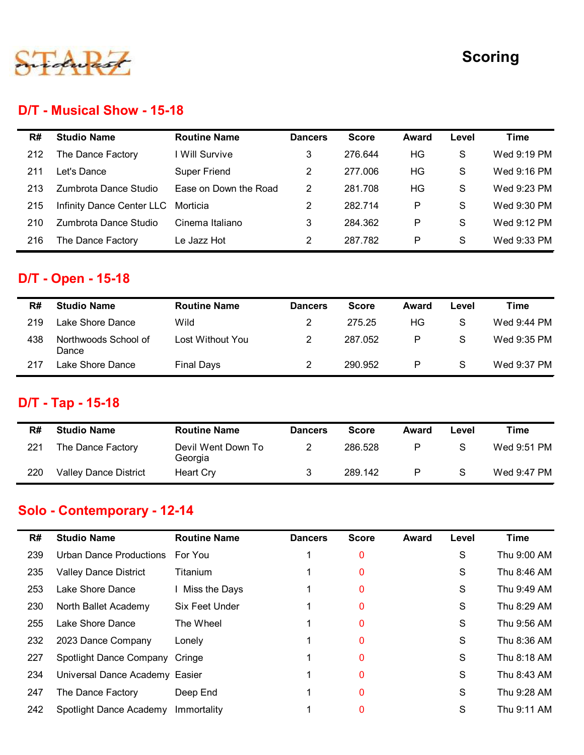STARZ midwest

# Scoring

## D/T - Musical Show - 15-18

| R# | Studio Name | Routine Name | Dancers | Score | Award | Level | Time |
|---|---|---|---|---|---|---|---|
| 212 | The Dance Factory | I Will Survive | 3 | 276.644 | HG | S | Wed 9:19 PM |
| 211 | Let's Dance | Super Friend | 2 | 277.006 | HG | S | Wed 9:16 PM |
| 213 | Zumbrota Dance Studio | Ease on Down the Road | 2 | 281.708 | HG | S | Wed 9:23 PM |
| 215 | Infinity Dance Center LLC | Morticia | 2 | 282.714 | P | S | Wed 9:30 PM |
| 210 | Zumbrota Dance Studio | Cinema Italiano | 3 | 284.362 | P | S | Wed 9:12 PM |
| 216 | The Dance Factory | Le Jazz Hot | 2 | 287.782 | P | S | Wed 9:33 PM |

## D/T - Open - 15-18

| R# | Studio Name | Routine Name | Dancers | Score | Award | Level | Time |
|---|---|---|---|---|---|---|---|
| 219 | Lake Shore Dance | Wild | 2 | 275.25 | HG | S | Wed 9:44 PM |
| 438 | Northwoods School of Dance | Lost Without You | 2 | 287.052 | P | S | Wed 9:35 PM |
| 217 | Lake Shore Dance | Final Days | 2 | 290.952 | P | S | Wed 9:37 PM |

## D/T - Tap - 15-18

| R# | Studio Name | Routine Name | Dancers | Score | Award | Level | Time |
|---|---|---|---|---|---|---|---|
| 221 | The Dance Factory | Devil Went Down To Georgia | 2 | 286.528 | P | S | Wed 9:51 PM |
| 220 | Valley Dance District | Heart Cry | 3 | 289.142 | P | S | Wed 9:47 PM |

## Solo - Contemporary - 12-14

| R# | Studio Name | Routine Name | Dancers | Score | Award | Level | Time |
|---|---|---|---|---|---|---|---|
| 239 | Urban Dance Productions | For You | 1 | 0 | | S | Thu 9:00 AM |
| 235 | Valley Dance District | Titanium | 1 | 0 | | S | Thu 8:46 AM |
| 253 | Lake Shore Dance | I Miss the Days | 1 | 0 | | S | Thu 9:49 AM |
| 230 | North Ballet Academy | Six Feet Under | 1 | 0 | | S | Thu 8:29 AM |
| 255 | Lake Shore Dance | The Wheel | 1 | 0 | | S | Thu 9:56 AM |
| 232 | 2023 Dance Company | Lonely | 1 | 0 | | S | Thu 8:36 AM |
| 227 | Spotlight Dance Company | Cringe | 1 | 0 | | S | Thu 8:18 AM |
| 234 | Universal Dance Academy | Easier | 1 | 0 | | S | Thu 8:43 AM |
| 247 | The Dance Factory | Deep End | 1 | 0 | | S | Thu 9:28 AM |
| 242 | Spotlight Dance Academy | Immortality | 1 | 0 | | S | Thu 9:11 AM |